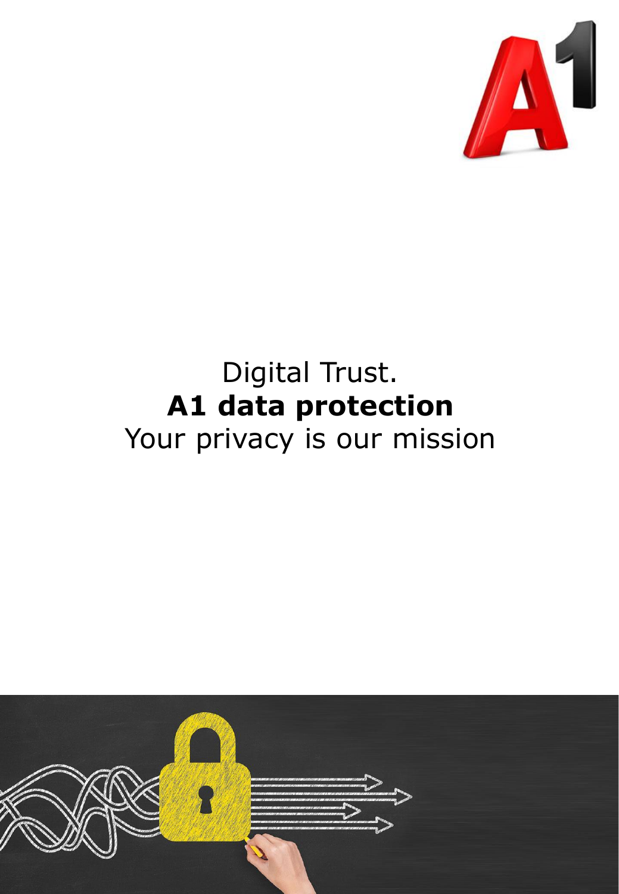Digital Trust.

# A1 data protection

Your privacy is our mission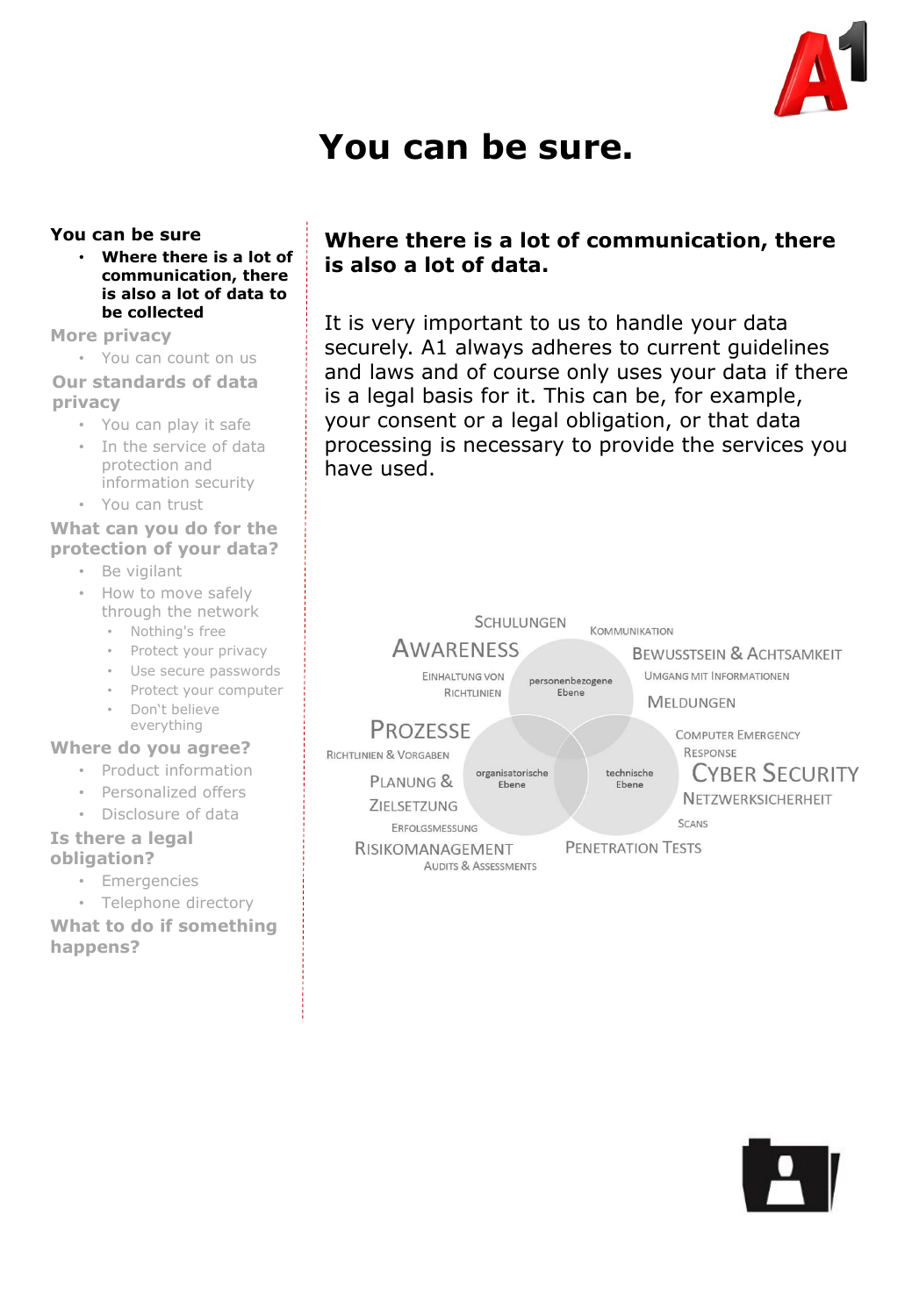# You can be sure.

**You can be sure**

- **Where there is a lot of communication, there is also a lot of data to be collected**

More privacy

- You can count on us

Our standards of data privacy

- You can play it safe
- In the service of data protection and information security
- You can trust

What can you do for the protection of your data?

- Be vigilant
- How to move safely through the network
  - Nothing's free
  - Protect your privacy
  - Use secure passwords
  - Protect your computer
  - Don`t believe everything

Where do you agree?

- Product information
- Personalized offers
- Disclosure of data

Is there a legal obligation?

- Emergencies
- Telephone directory

What to do if something happens?

## Where there is a lot of communication, there is also a lot of data.

It is very important to us to handle your data securely. A1 always adheres to current guidelines and laws and of course only uses your data if there is a legal basis for it. This can be, for example, your consent or a legal obligation, or that data processing is necessary to provide the services you have used.

SCHULUNGEN
KOMMUNIKATION
AWARENESS
BEWUSSTSEIN & ACHTSAMKEIT
EINHALTUNG VON RICHTLINIEN
personenbezogene Ebene
UMGANG MIT INFORMATIONEN
MELDUNGEN
PROZESSE
COMPUTER EMERGENCY RESPONSE
RICHTLINIEN & VORGABEN
organisatorische Ebene
technische Ebene
CYBER SECURITY
PLANUNG & ZIELSETZUNG
NETZWERKSICHERHEIT
ERFOLGSMESSUNG
SCANS
RISIKOMANAGEMENT
PENETRATION TESTS
AUDITS & ASSESSMENTS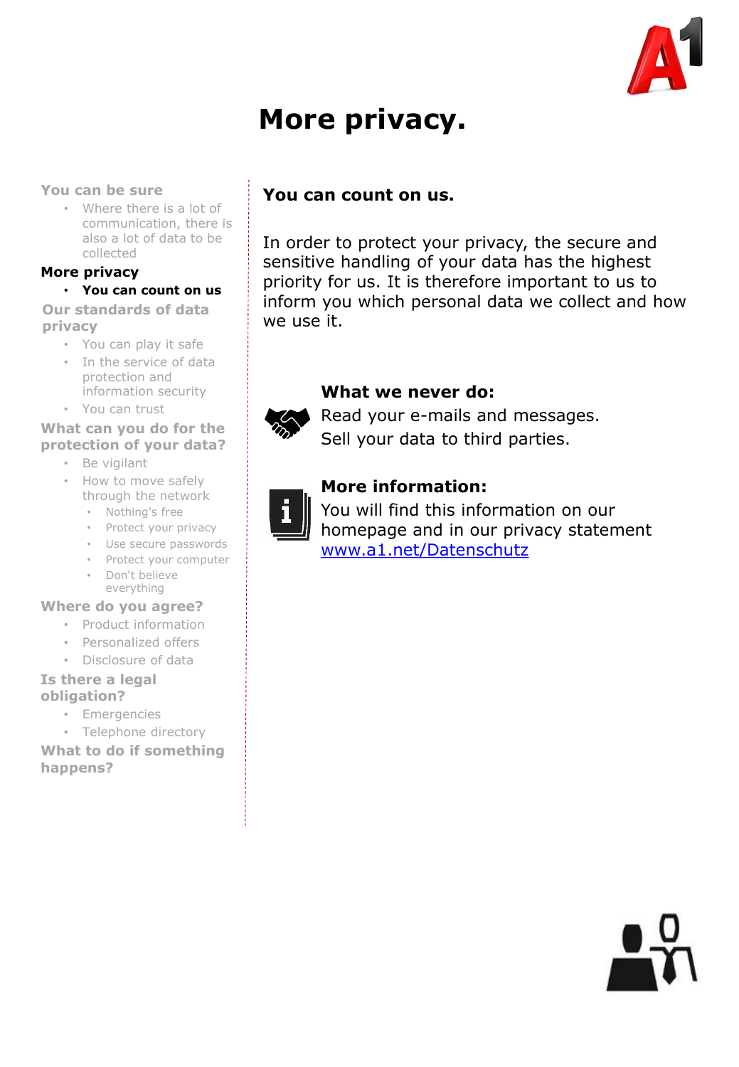# More privacy.

- You can be sure
  - Where there is a lot of communication, there is also a lot of data to be collected
- **More privacy**
  - **You can count on us**
- Our standards of data privacy
  - You can play it safe
  - In the service of data protection and information security
  - You can trust
- What can you do for the protection of your data?
  - Be vigilant
  - How to move safely through the network
    - Nothing's free
    - Protect your privacy
    - Use secure passwords
    - Protect your computer
    - Don`t believe everything
- Where do you agree?
  - Product information
  - Personalized offers
  - Disclosure of data
- Is there a legal obligation?
  - Emergencies
  - Telephone directory
- What to do if something happens?

## You can count on us.

In order to protect your privacy, the secure and sensitive handling of your data has the highest priority for us. It is therefore important to us to inform you which personal data we collect and how we use it.

**What we never do:**
Read your e-mails and messages.
Sell your data to third parties.

**More information:**
You will find this information on our homepage and in our privacy statement [www.a1.net/Datenschutz](http://www.a1.net/Datenschutz)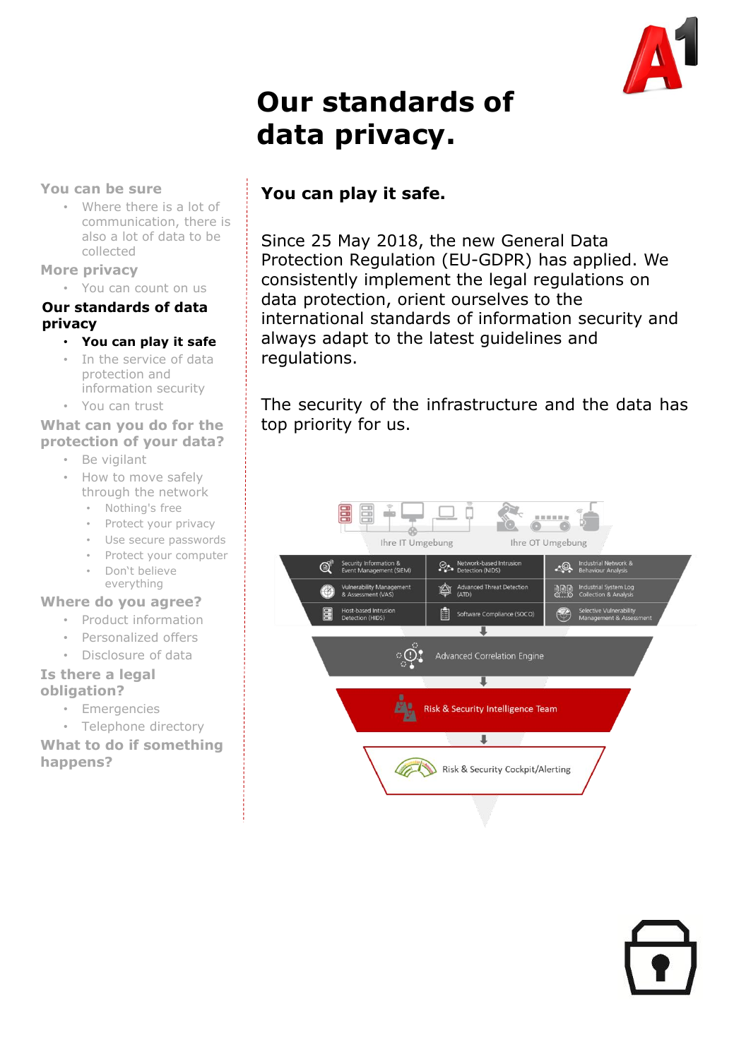# Our standards of data privacy.

- You can be sure
  - Where there is a lot of communication, there is also a lot of data to be collected
- More privacy
  - You can count on us
- **Our standards of data privacy**
  - **You can play it safe**
  - In the service of data protection and information security
  - You can trust
- What can you do for the protection of your data?
  - Be vigilant
  - How to move safely through the network
    - Nothing's free
    - Protect your privacy
    - Use secure passwords
    - Protect your computer
    - Don`t believe everything
- Where do you agree?
  - Product information
  - Personalized offers
  - Disclosure of data
- Is there a legal obligation?
  - Emergencies
  - Telephone directory
- What to do if something happens?

## You can play it safe.

Since 25 May 2018, the new General Data Protection Regulation (EU-GDPR) has applied. We consistently implement the legal regulations on data protection, orient ourselves to the international standards of information security and always adapt to the latest guidelines and regulations.

The security of the infrastructure and the data has top priority for us.

Ihre IT Umgebung | Ihre OT Umgebung

| | | |
|---|---|---|
| Security Information & Event Management (SIEM) | Network-based Intrusion Detection (NIDS) | Industrial Network & Behaviour Analysis |
| Vulnerability Management & Assessment (VAS) | Advanced Threat Detection (ATD) | Industrial System Log Collection & Analysis |
| Host-based Intrusion Detection (HIDS) | Software Compliance (SOCO) | Selective Vulnerability Management & Assessment |

Advanced Correlation Engine

Risk & Security Intelligence Team

Risk & Security Cockpit/Alerting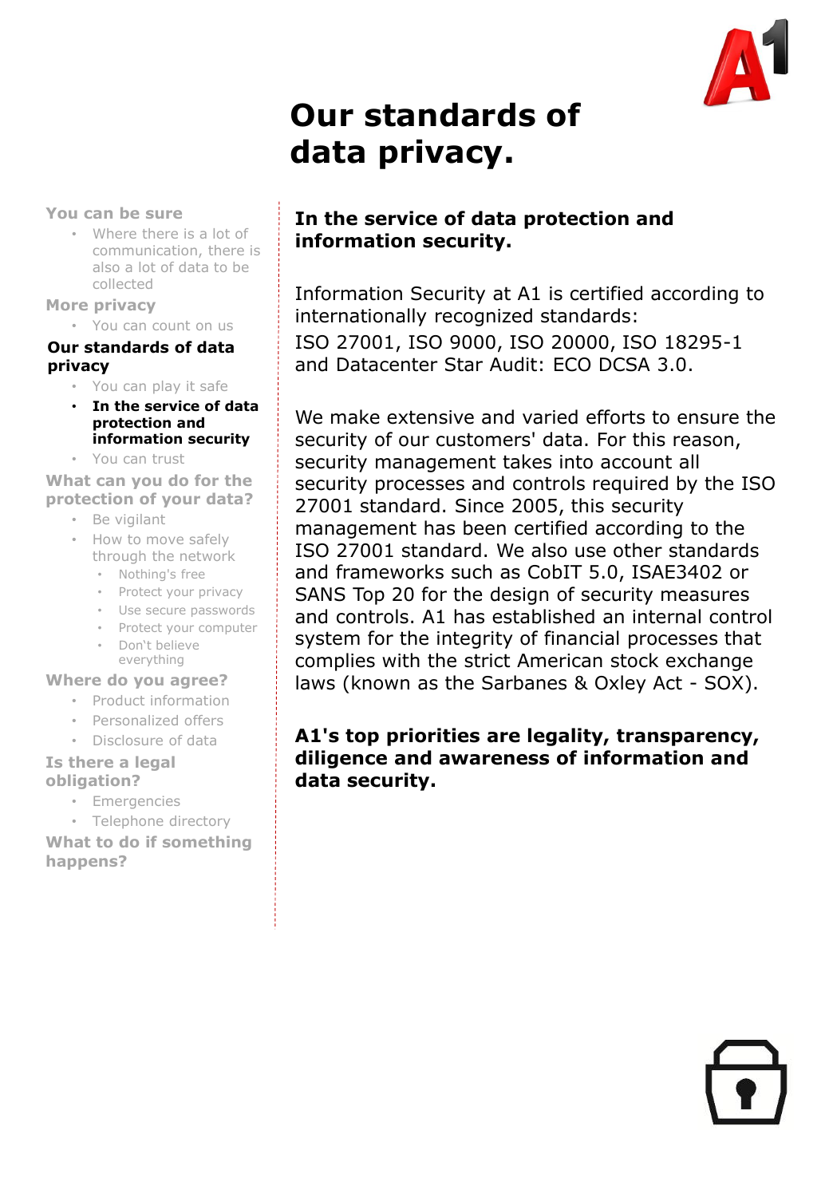# Our standards of data privacy.

- **You can be sure**
  - Where there is a lot of communication, there is also a lot of data to be collected
- **More privacy**
  - You can count on us
- **Our standards of data privacy**
  - You can play it safe
  - **In the service of data protection and information security**
  - You can trust
- **What can you do for the protection of your data?**
  - Be vigilant
  - How to move safely through the network
    - Nothing's free
    - Protect your privacy
    - Use secure passwords
    - Protect your computer
    - Don`t believe everything
- **Where do you agree?**
  - Product information
  - Personalized offers
  - Disclosure of data
- **Is there a legal obligation?**
  - Emergencies
  - Telephone directory
- **What to do if something happens?**

## In the service of data protection and information security.

Information Security at A1 is certified according to internationally recognized standards:
ISO 27001, ISO 9000, ISO 20000, ISO 18295-1 and Datacenter Star Audit: ECO DCSA 3.0.

We make extensive and varied efforts to ensure the security of our customers' data. For this reason, security management takes into account all security processes and controls required by the ISO 27001 standard. Since 2005, this security management has been certified according to the ISO 27001 standard. We also use other standards and frameworks such as CobIT 5.0, ISAE3402 or SANS Top 20 for the design of security measures and controls. A1 has established an internal control system for the integrity of financial processes that complies with the strict American stock exchange laws (known as the Sarbanes & Oxley Act - SOX).

**A1's top priorities are legality, transparency, diligence and awareness of information and data security.**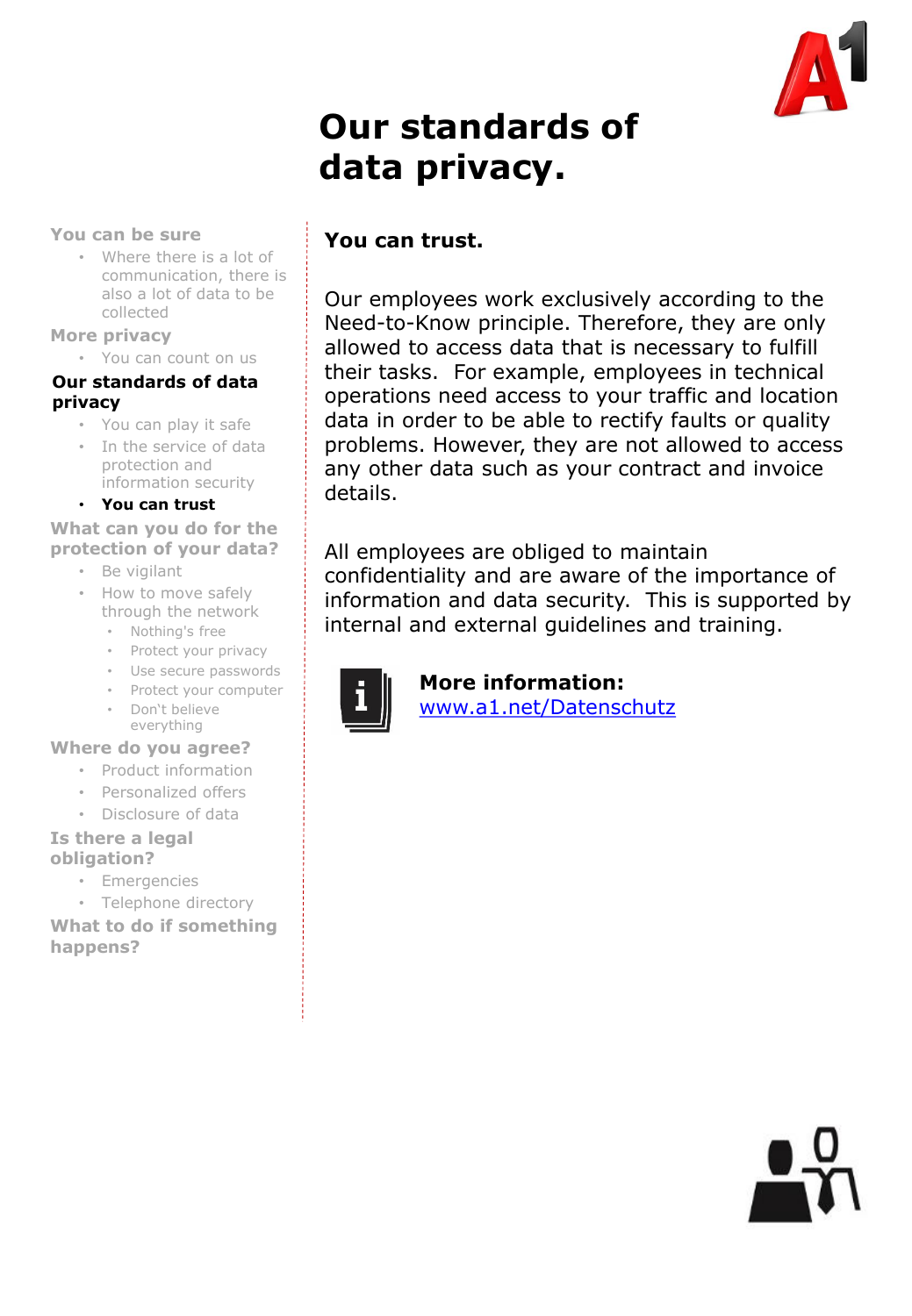# Our standards of data privacy.

- You can be sure
  - Where there is a lot of communication, there is also a lot of data to be collected
- More privacy
  - You can count on us
- **Our standards of data privacy**
  - You can play it safe
  - In the service of data protection and information security
  - **You can trust**
- What can you do for the protection of your data?
  - Be vigilant
  - How to move safely through the network
    - Nothing's free
    - Protect your privacy
    - Use secure passwords
    - Protect your computer
    - Don't believe everything
- Where do you agree?
  - Product information
  - Personalized offers
  - Disclosure of data
- Is there a legal obligation?
  - Emergencies
  - Telephone directory
- What to do if something happens?

## You can trust.

Our employees work exclusively according to the Need-to-Know principle. Therefore, they are only allowed to access data that is necessary to fulfill their tasks. For example, employees in technical operations need access to your traffic and location data in order to be able to rectify faults or quality problems. However, they are not allowed to access any other data such as your contract and invoice details.

All employees are obliged to maintain confidentiality and are aware of the importance of information and data security. This is supported by internal and external guidelines and training.

**More information:**
www.a1.net/Datenschutz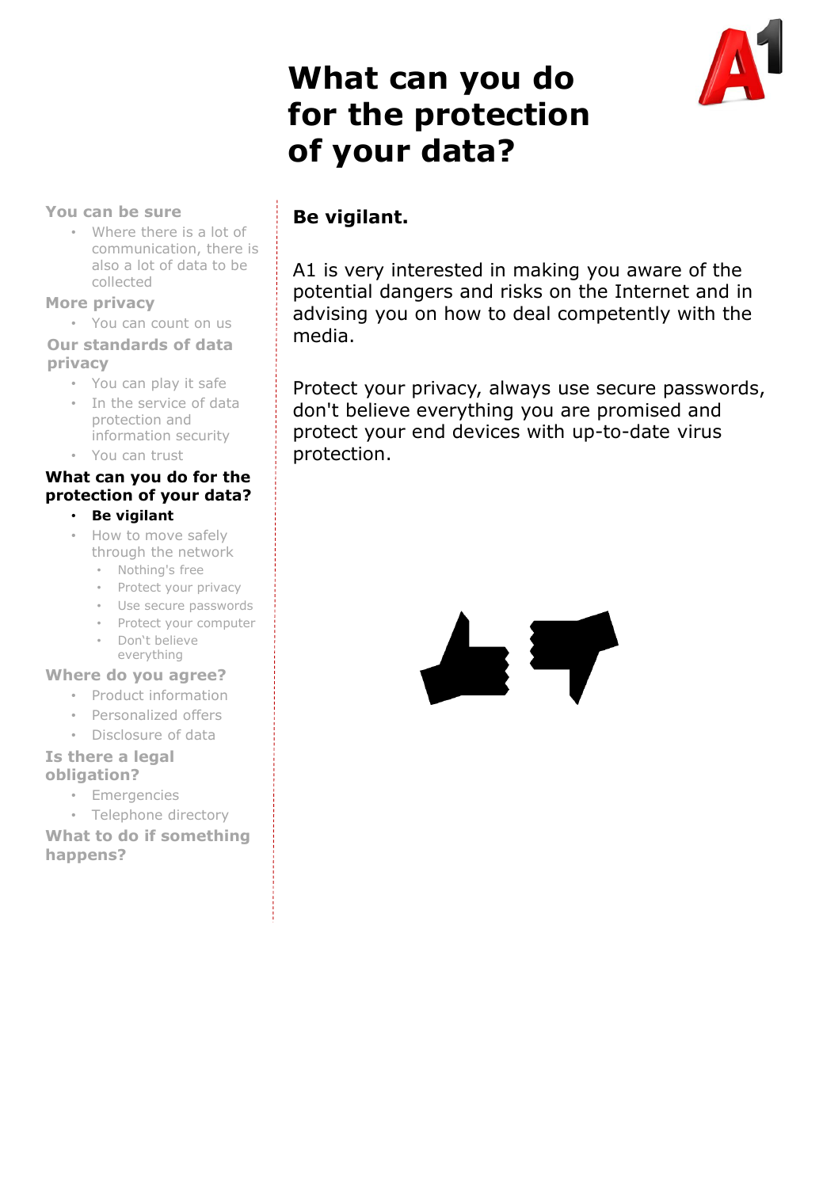# What can you do for the protection of your data?

- You can be sure
  - Where there is a lot of communication, there is also a lot of data to be collected
- More privacy
  - You can count on us
- Our standards of data privacy
  - You can play it safe
  - In the service of data protection and information security
  - You can trust
- **What can you do for the protection of your data?**
  - **Be vigilant**
  - How to move safely through the network
    - Nothing's free
    - Protect your privacy
    - Use secure passwords
    - Protect your computer
    - Don't believe everything
- Where do you agree?
  - Product information
  - Personalized offers
  - Disclosure of data
- Is there a legal obligation?
  - Emergencies
  - Telephone directory
- What to do if something happens?

## Be vigilant.

A1 is very interested in making you aware of the potential dangers and risks on the Internet and in advising you on how to deal competently with the media.

Protect your privacy, always use secure passwords, don't believe everything you are promised and protect your end devices with up-to-date virus protection.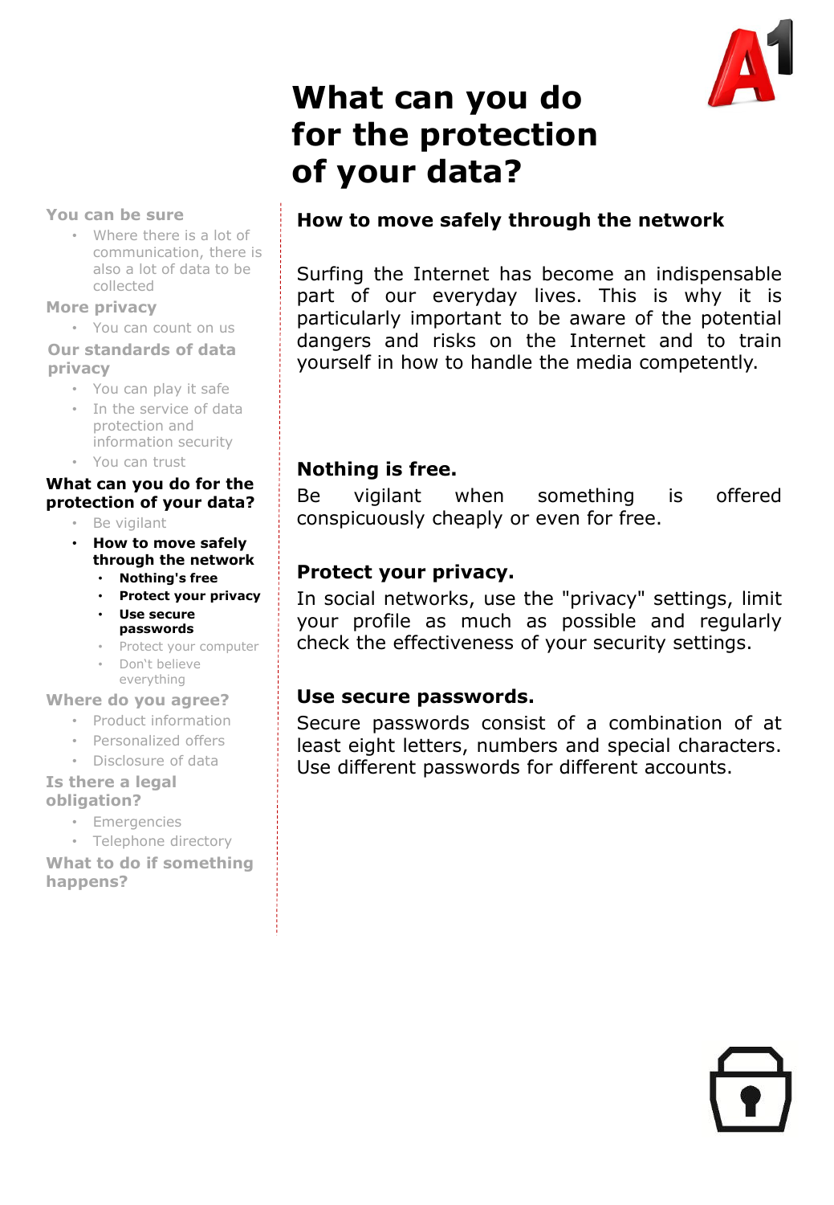# What can you do for the protection of your data?

You can be sure

- Where there is a lot of communication, there is also a lot of data to be collected

More privacy

- You can count on us

Our standards of data privacy

- You can play it safe
- In the service of data protection and information security
- You can trust

**What can you do for the protection of your data?**

- Be vigilant
- **How to move safely through the network**
  - **Nothing's free**
  - **Protect your privacy**
  - **Use secure passwords**
  - Protect your computer
  - Don‘t believe everything

Where do you agree?

- Product information
- Personalized offers
- Disclosure of data

Is there a legal obligation?

- Emergencies
- Telephone directory

What to do if something happens?

## How to move safely through the network

Surfing the Internet has become an indispensable part of our everyday lives. This is why it is particularly important to be aware of the potential dangers and risks on the Internet and to train yourself in how to handle the media competently.

### Nothing is free.

Be vigilant when something is offered conspicuously cheaply or even for free.

### Protect your privacy.

In social networks, use the "privacy" settings, limit your profile as much as possible and regularly check the effectiveness of your security settings.

### Use secure passwords.

Secure passwords consist of a combination of at least eight letters, numbers and special characters. Use different passwords for different accounts.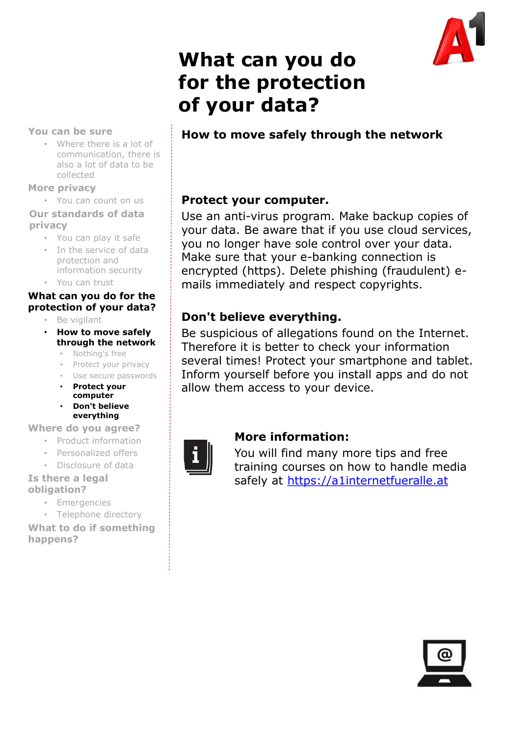# What can you do for the protection of your data?

- **You can be sure**
  - Where there is a lot of communication, there is also a lot of data to be collected
- **More privacy**
  - You can count on us
- **Our standards of data privacy**
  - You can play it safe
  - In the service of data protection and information security
  - You can trust
- **What can you do for the protection of your data?**
  - Be vigilant
  - **How to move safely through the network**
    - Nothing's free
    - Protect your privacy
    - Use secure passwords
    - **Protect your computer**
    - **Don't believe everything**
- **Where do you agree?**
  - Product information
  - Personalized offers
  - Disclosure of data
- **Is there a legal obligation?**
  - Emergencies
  - Telephone directory
- **What to do if something happens?**

## How to move safely through the network

### Protect your computer.

Use an anti-virus program. Make backup copies of your data. Be aware that if you use cloud services, you no longer have sole control over your data. Make sure that your e-banking connection is encrypted (https). Delete phishing (fraudulent) e-mails immediately and respect copyrights.

### Don't believe everything.

Be suspicious of allegations found on the Internet. Therefore it is better to check your information several times! Protect your smartphone and tablet. Inform yourself before you install apps and do not allow them access to your device.

### More information:

You will find many more tips and free training courses on how to handle media safely at https://a1internetfueralle.at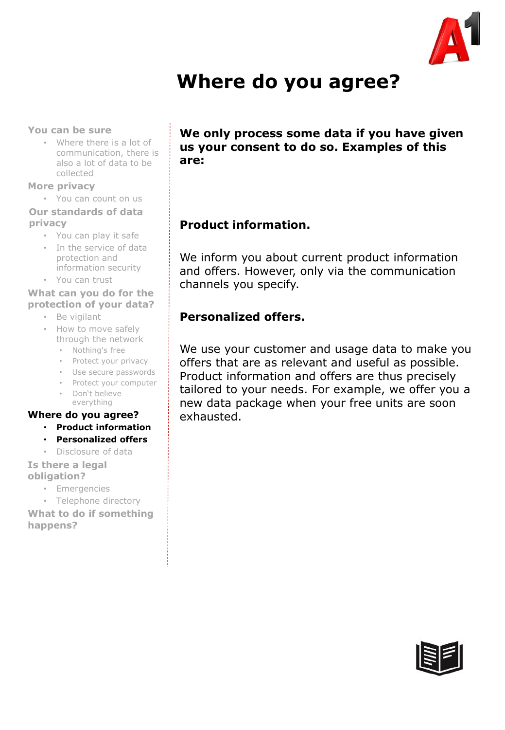# Where do you agree?

- **You can be sure**
  - Where there is a lot of communication, there is also a lot of data to be collected
- **More privacy**
  - You can count on us
- **Our standards of data privacy**
  - You can play it safe
  - In the service of data protection and information security
  - You can trust
- **What can you do for the protection of your data?**
  - Be vigilant
  - How to move safely through the network
    - Nothing's free
    - Protect your privacy
    - Use secure passwords
    - Protect your computer
    - Don't believe everything
- **Where do you agree?**
  - **Product information**
  - **Personalized offers**
  - Disclosure of data
- **Is there a legal obligation?**
  - Emergencies
  - Telephone directory
- **What to do if something happens?**

**We only process some data if you have given us your consent to do so. Examples of this are:**

## Product information.

We inform you about current product information and offers. However, only via the communication channels you specify.

## Personalized offers.

We use your customer and usage data to make you offers that are as relevant and useful as possible. Product information and offers are thus precisely tailored to your needs. For example, we offer you a new data package when your free units are soon exhausted.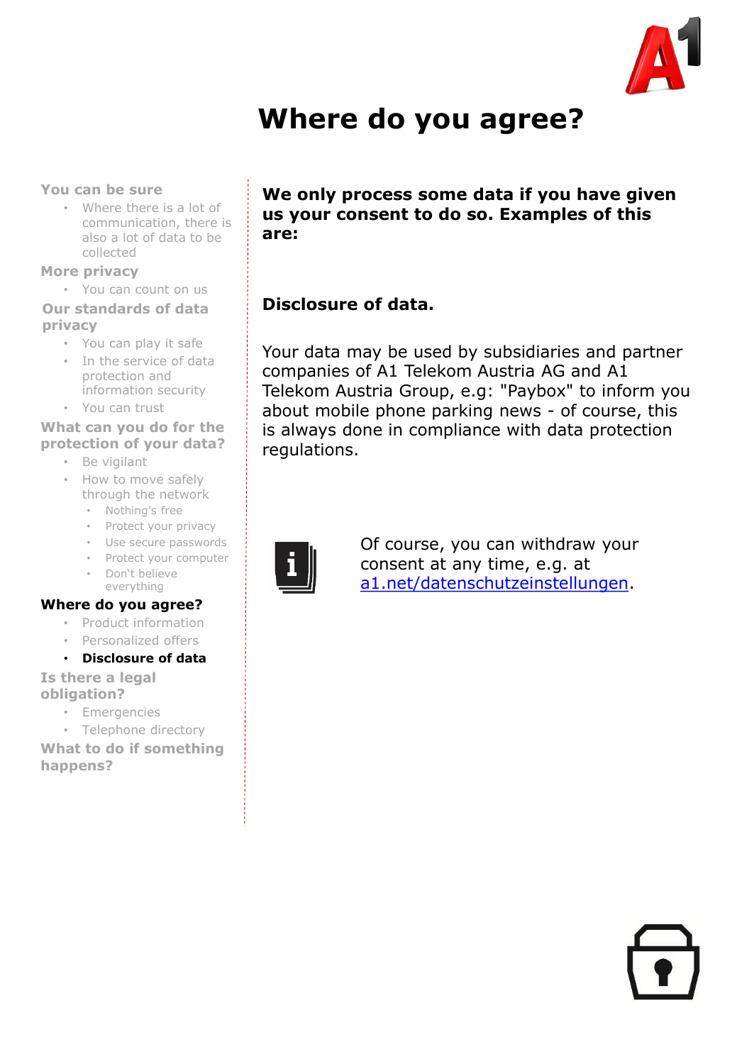# Where do you agree?

- **You can be sure**
  - Where there is a lot of communication, there is also a lot of data to be collected
- **More privacy**
  - You can count on us
- **Our standards of data privacy**
  - You can play it safe
  - In the service of data protection and information security
  - You can trust
- **What can you do for the protection of your data?**
  - Be vigilant
  - How to move safely through the network
    - Nothing's free
    - Protect your privacy
    - Use secure passwords
    - Protect your computer
    - Don`t believe everything
- **Where do you agree?**
  - Product information
  - Personalized offers
  - **Disclosure of data**
- **Is there a legal obligation?**
  - Emergencies
  - Telephone directory
- **What to do if something happens?**

**We only process some data if you have given us your consent to do so. Examples of this are:**

## Disclosure of data.

Your data may be used by subsidiaries and partner companies of A1 Telekom Austria AG and A1 Telekom Austria Group, e.g: "Paybox" to inform you about mobile phone parking news - of course, this is always done in compliance with data protection regulations.

Of course, you can withdraw your consent at any time, e.g. at [a1.net/datenschutzeinstellungen](a1.net/datenschutzeinstellungen).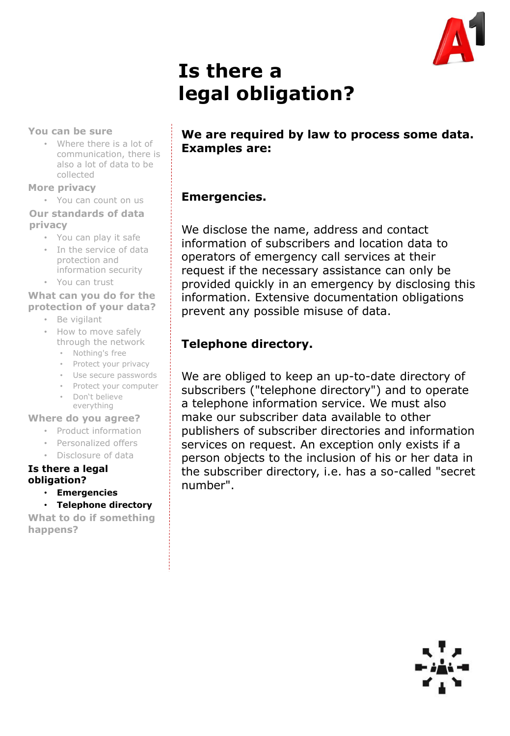# Is there a legal obligation?

- You can be sure
  - Where there is a lot of communication, there is also a lot of data to be collected
- More privacy
  - You can count on us
- Our standards of data privacy
  - You can play it safe
  - In the service of data protection and information security
  - You can trust
- What can you do for the protection of your data?
  - Be vigilant
  - How to move safely through the network
    - Nothing's free
    - Protect your privacy
    - Use secure passwords
    - Protect your computer
    - Don`t believe everything
- Where do you agree?
  - Product information
  - Personalized offers
  - Disclosure of data
- **Is there a legal obligation?**
  - **Emergencies**
  - **Telephone directory**
- What to do if something happens?

**We are required by law to process some data. Examples are:**

## Emergencies.

We disclose the name, address and contact information of subscribers and location data to operators of emergency call services at their request if the necessary assistance can only be provided quickly in an emergency by disclosing this information. Extensive documentation obligations prevent any possible misuse of data.

## Telephone directory.

We are obliged to keep an up-to-date directory of subscribers ("telephone directory") and to operate a telephone information service. We must also make our subscriber data available to other publishers of subscriber directories and information services on request. An exception only exists if a person objects to the inclusion of his or her data in the subscriber directory, i.e. has a so-called "secret number".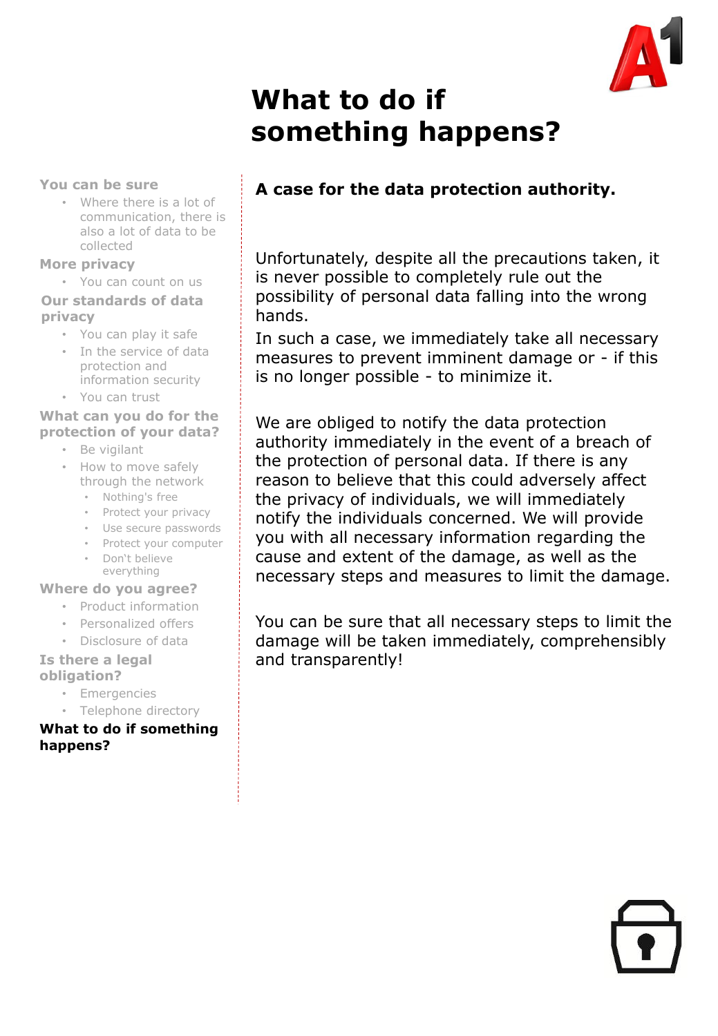# What to do if something happens?

- **You can be sure**
  - Where there is a lot of communication, there is also a lot of data to be collected
- **More privacy**
  - You can count on us
- **Our standards of data privacy**
  - You can play it safe
  - In the service of data protection and information security
  - You can trust
- **What can you do for the protection of your data?**
  - Be vigilant
  - How to move safely through the network
    - Nothing's free
    - Protect your privacy
    - Use secure passwords
    - Protect your computer
    - Don`t believe everything
- **Where do you agree?**
  - Product information
  - Personalized offers
  - Disclosure of data
- **Is there a legal obligation?**
  - Emergencies
  - Telephone directory
- **What to do if something happens?**

## A case for the data protection authority.

Unfortunately, despite all the precautions taken, it is never possible to completely rule out the possibility of personal data falling into the wrong hands.

In such a case, we immediately take all necessary measures to prevent imminent damage or - if this is no longer possible - to minimize it.

We are obliged to notify the data protection authority immediately in the event of a breach of the protection of personal data. If there is any reason to believe that this could adversely affect the privacy of individuals, we will immediately notify the individuals concerned. We will provide you with all necessary information regarding the cause and extent of the damage, as well as the necessary steps and measures to limit the damage.

You can be sure that all necessary steps to limit the damage will be taken immediately, comprehensibly and transparently!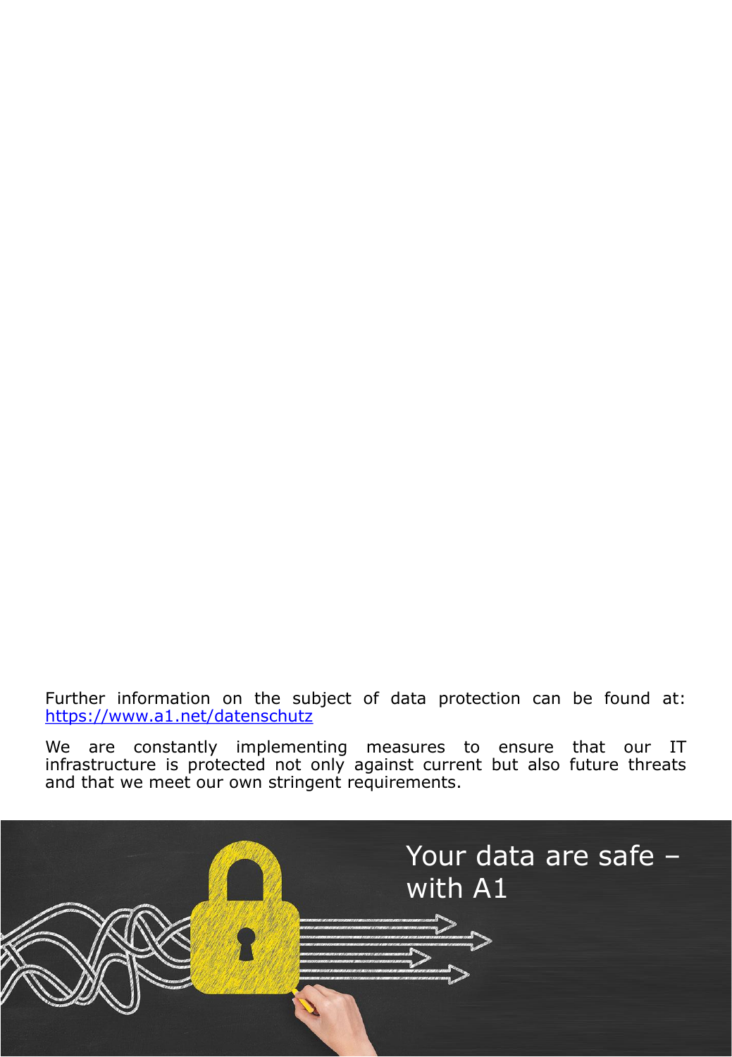Further information on the subject of data protection can be found at: [https://www.a1.net/datenschutz](https://www.a1.net/datenschutz)

We are constantly implementing measures to ensure that our IT infrastructure is protected not only against current but also future threats and that we meet our own stringent requirements.

Your data are safe – with A1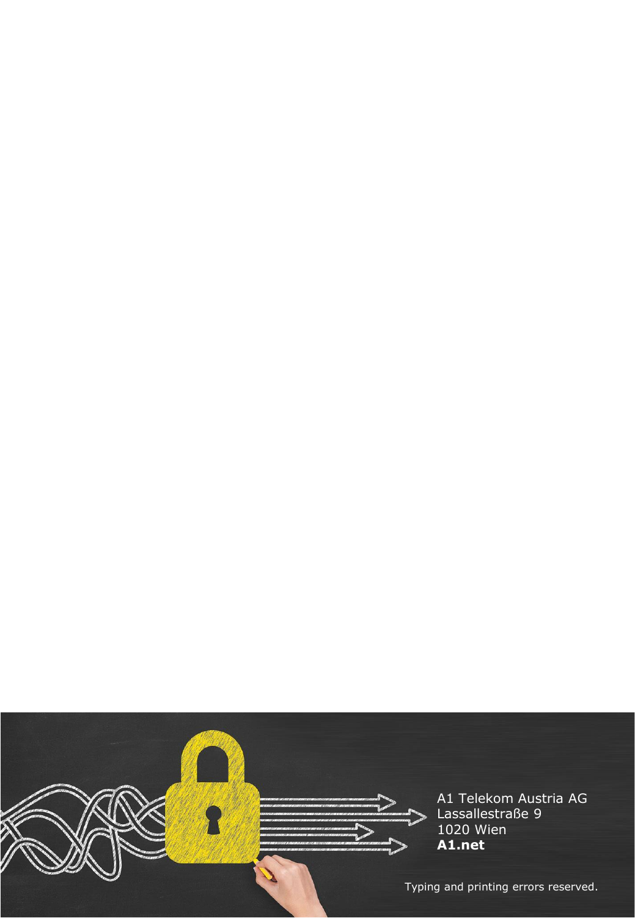A1 Telekom Austria AG
Lassallestraße 9
1020 Wien
**A1.net**

Typing and printing errors reserved.